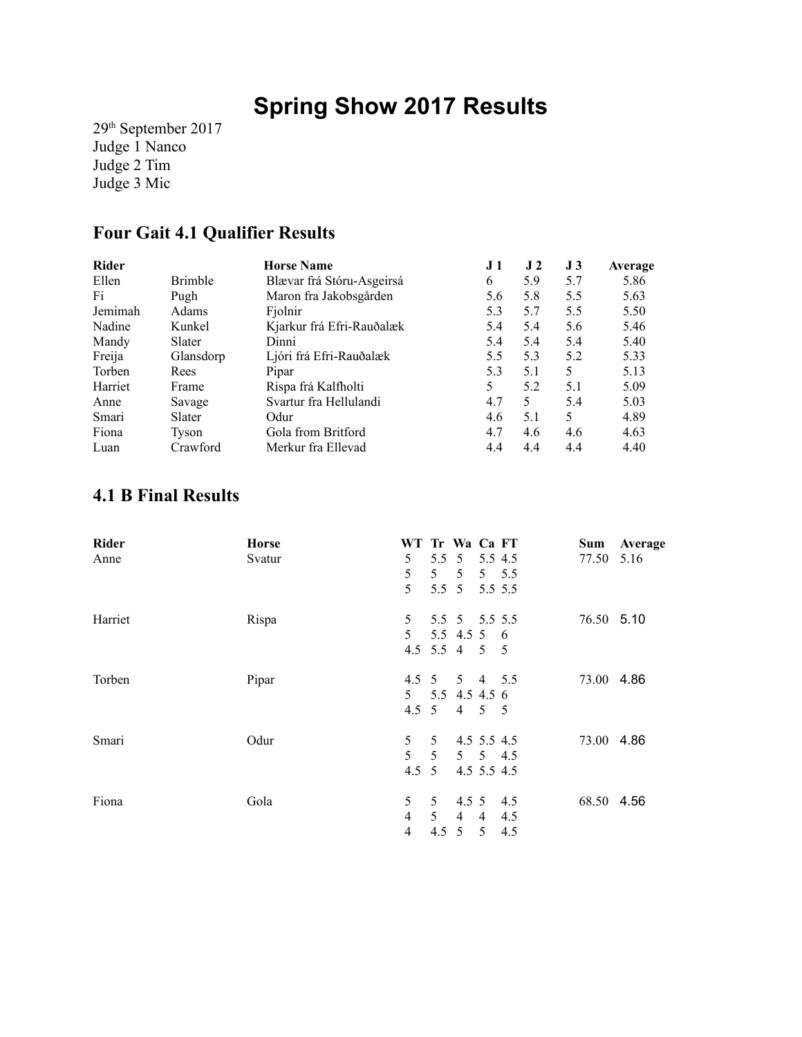# Spring Show 2017 Results

29th September 2017
Judge 1 Nanco
Judge 2 Tim
Judge 3 Mic

## Four Gait 4.1 Qualifier Results

| Rider | | Horse Name | J 1 | J 2 | J 3 | Average |
|---|---|---|---|---|---|---|
| Ellen | Brimble | Blævar frá Stóru-Asgeirsá | 6 | 5.9 | 5.7 | 5.86 |
| Fi | Pugh | Maron fra Jakobsgården | 5.6 | 5.8 | 5.5 | 5.63 |
| Jemimah | Adams | Fjolnir | 5.3 | 5.7 | 5.5 | 5.50 |
| Nadine | Kunkel | Kjarkur frá Efri-Rauðalæk | 5.4 | 5.4 | 5.6 | 5.46 |
| Mandy | Slater | Dinni | 5.4 | 5.4 | 5.4 | 5.40 |
| Freija | Glansdorp | Ljóri frá Efri-Rauðalæk | 5.5 | 5.3 | 5.2 | 5.33 |
| Torben | Rees | Pipar | 5.3 | 5.1 | 5 | 5.13 |
| Harriet | Frame | Rispa frá Kalfholti | 5 | 5.2 | 5.1 | 5.09 |
| Anne | Savage | Svartur fra Hellulandi | 4.7 | 5 | 5.4 | 5.03 |
| Smari | Slater | Odur | 4.6 | 5.1 | 5 | 4.89 |
| Fiona | Tyson | Gola from Britford | 4.7 | 4.6 | 4.6 | 4.63 |
| Luan | Crawford | Merkur fra Ellevad | 4.4 | 4.4 | 4.4 | 4.40 |

## 4.1 B Final Results

| Rider | Horse | WT | Tr | Wa | Ca | FT | Sum | Average |
|---|---|---|---|---|---|---|---|---|
| Anne | Svatur | 5 | 5.5 | 5 | 5.5 | 4.5 | 77.50 | 5.16 |
| | | 5 | 5 | 5 | 5 | 5.5 | | |
| | | 5 | 5.5 | 5 | 5.5 | 5.5 | | |
| Harriet | Rispa | 5 | 5.5 | 5 | 5.5 | 5.5 | 76.50 | 5.10 |
| | | 5 | 5.5 | 4.5 | 5 | 6 | | |
| | | 4.5 | 5.5 | 4 | 5 | 5 | | |
| Torben | Pipar | 4.5 | 5 | 5 | 4 | 5.5 | 73.00 | 4.86 |
| | | 5 | 5.5 | 4.5 | 4.5 | 6 | | |
| | | 4.5 | 5 | 4 | 5 | 5 | | |
| Smari | Odur | 5 | 5 | 4.5 | 5.5 | 4.5 | 73.00 | 4.86 |
| | | 5 | 5 | 5 | 5 | 4.5 | | |
| | | 4.5 | 5 | 4.5 | 5.5 | 4.5 | | |
| Fiona | Gola | 5 | 5 | 4.5 | 5 | 4.5 | 68.50 | 4.56 |
| | | 4 | 5 | 4 | 4 | 4.5 | | |
| | | 4 | 4.5 | 5 | 5 | 4.5 | | |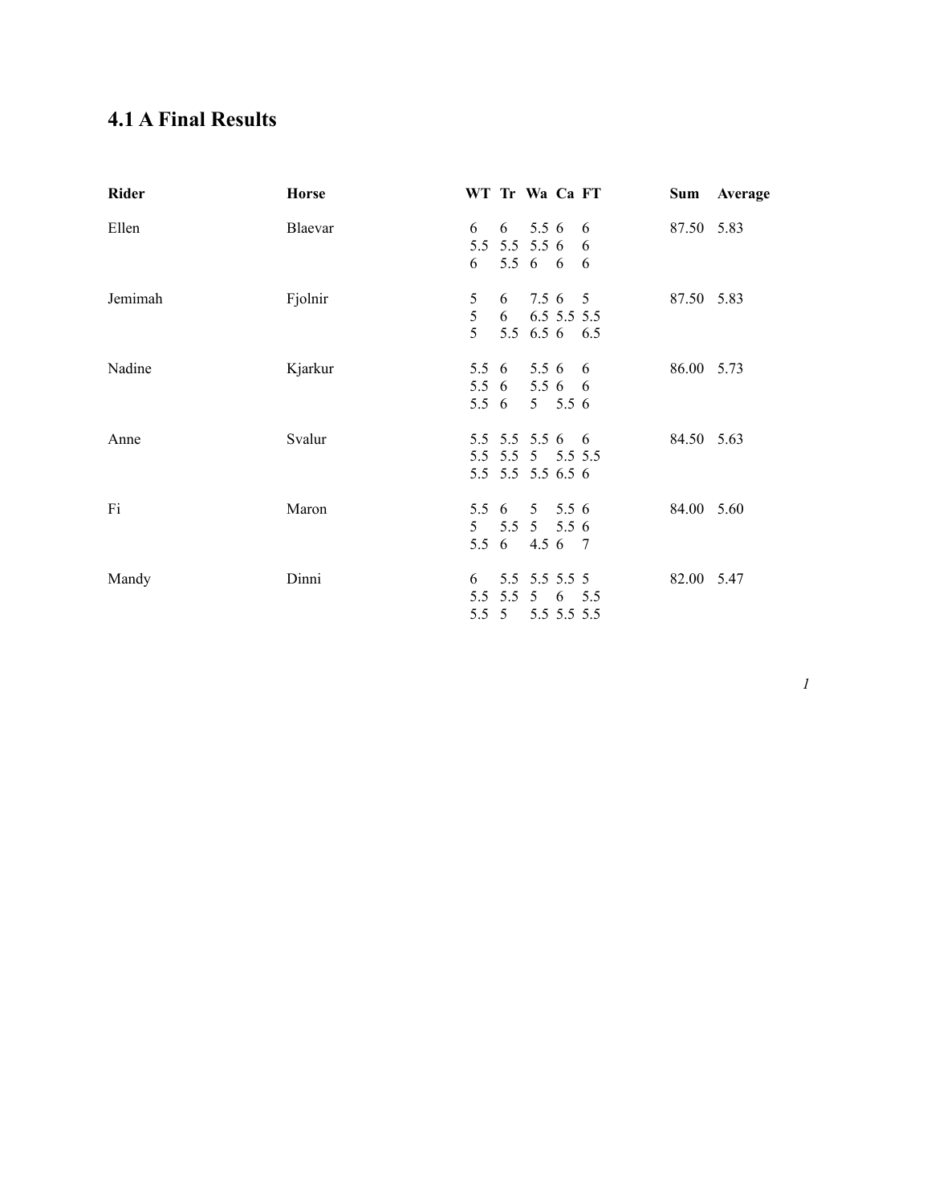## 4.1 A Final Results

| Rider | Horse | WT | Tr | Wa | Ca | FT | Sum | Average |
|---|---|---|---|---|---|---|---|---|
| Ellen | Blaevar | 6 | 6 | 5.5 | 6 | 6 | 87.50 | 5.83 |
| | | 5.5 | 5.5 | 5.5 | 6 | 6 | | |
| | | 6 | 5.5 | 6 | 6 | 6 | | |
| Jemimah | Fjolnir | 5 | 6 | 7.5 | 6 | 5 | 87.50 | 5.83 |
| | | 5 | 6 | 6.5 | 5.5 | 5.5 | | |
| | | 5 | 5.5 | 6.5 | 6 | 6.5 | | |
| Nadine | Kjarkur | 5.5 | 6 | 5.5 | 6 | 6 | 86.00 | 5.73 |
| | | 5.5 | 6 | 5.5 | 6 | 6 | | |
| | | 5.5 | 6 | 5 | 5.5 | 6 | | |
| Anne | Svalur | 5.5 | 5.5 | 5.5 | 6 | 6 | 84.50 | 5.63 |
| | | 5.5 | 5.5 | 5 | 5.5 | 5.5 | | |
| | | 5.5 | 5.5 | 5.5 | 6.5 | 6 | | |
| Fi | Maron | 5.5 | 6 | 5 | 5.5 | 6 | 84.00 | 5.60 |
| | | 5 | 5.5 | 5 | 5.5 | 6 | | |
| | | 5.5 | 6 | 4.5 | 6 | 7 | | |
| Mandy | Dinni | 6 | 5.5 | 5.5 | 5.5 | 5 | 82.00 | 5.47 |
| | | 5.5 | 5.5 | 5 | 6 | 5.5 | | |
| | | 5.5 | 5 | 5.5 | 5.5 | 5.5 | | |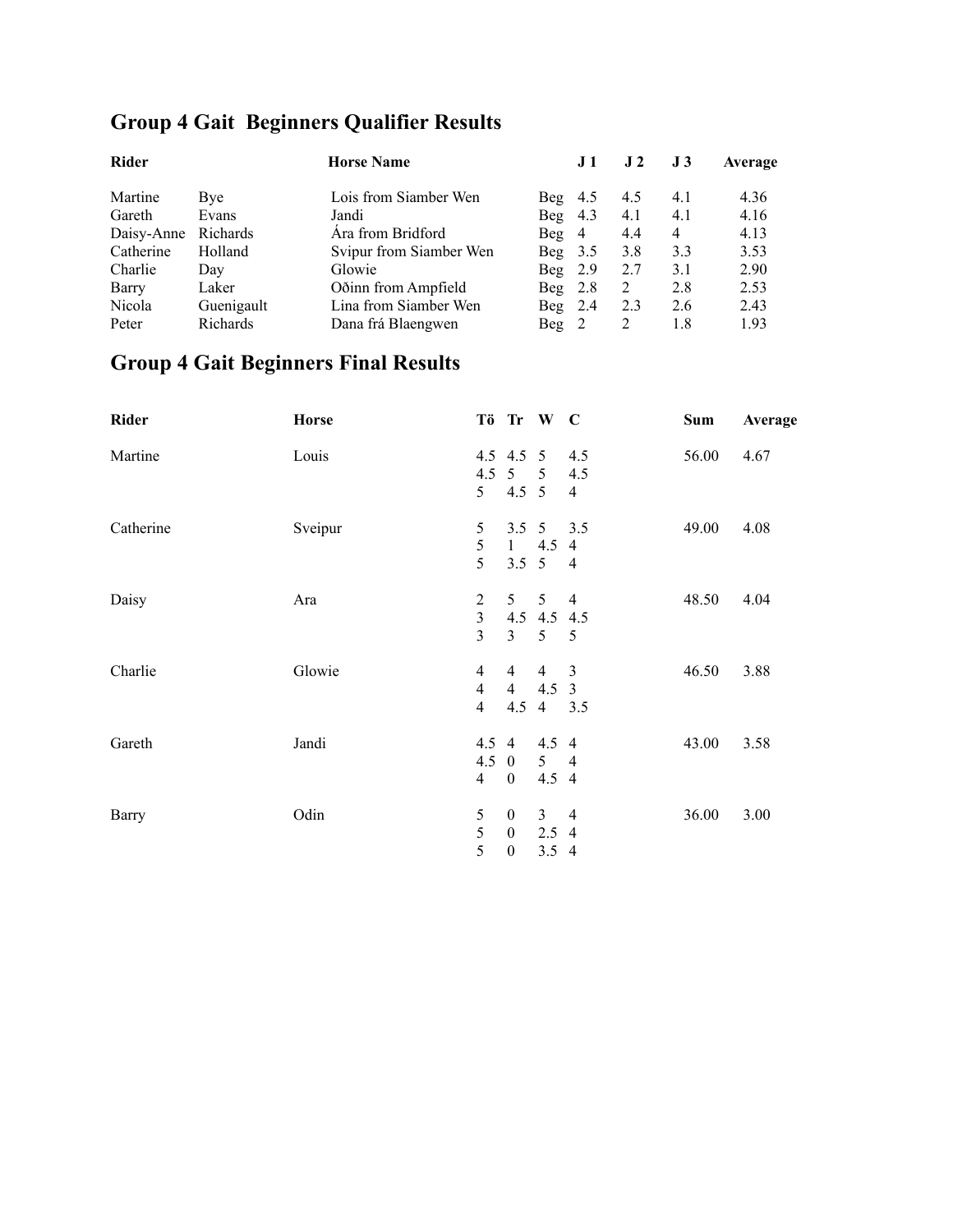## Group 4 Gait Beginners Qualifier Results

| Rider | | Horse Name | | J 1 | J 2 | J 3 | Average |
|---|---|---|---|---|---|---|---|
| Martine | Bye | Lois from Siamber Wen | Beg | 4.5 | 4.5 | 4.1 | 4.36 |
| Gareth | Evans | Jandi | Beg | 4.3 | 4.1 | 4.1 | 4.16 |
| Daisy-Anne | Richards | Ára from Bridford | Beg | 4 | 4.4 | 4 | 4.13 |
| Catherine | Holland | Svipur from Siamber Wen | Beg | 3.5 | 3.8 | 3.3 | 3.53 |
| Charlie | Day | Glowie | Beg | 2.9 | 2.7 | 3.1 | 2.90 |
| Barry | Laker | Oðinn from Ampfield | Beg | 2.8 | 2 | 2.8 | 2.53 |
| Nicola | Guenigault | Lina from Siamber Wen | Beg | 2.4 | 2.3 | 2.6 | 2.43 |
| Peter | Richards | Dana frá Blaengwen | Beg | 2 | 2 | 1.8 | 1.93 |

## Group 4 Gait Beginners Final Results

| Rider | Horse | Tö | Tr | W | C | Sum | Average |
|---|---|---|---|---|---|---|---|
| Martine | Louis | 4.5 | 4.5 | 5 | 4.5 | 56.00 | 4.67 |
| | | 4.5 | 5 | 5 | 4.5 | | |
| | | 5 | 4.5 | 5 | 4 | | |
| Catherine | Sveipur | 5 | 3.5 | 5 | 3.5 | 49.00 | 4.08 |
| | | 5 | 1 | 4.5 | 4 | | |
| | | 5 | 3.5 | 5 | 4 | | |
| Daisy | Ara | 2 | 5 | 5 | 4 | 48.50 | 4.04 |
| | | 3 | 4.5 | 4.5 | 4.5 | | |
| | | 3 | 3 | 5 | 5 | | |
| Charlie | Glowie | 4 | 4 | 4 | 3 | 46.50 | 3.88 |
| | | 4 | 4 | 4.5 | 3 | | |
| | | 4 | 4.5 | 4 | 3.5 | | |
| Gareth | Jandi | 4.5 | 4 | 4.5 | 4 | 43.00 | 3.58 |
| | | 4.5 | 0 | 5 | 4 | | |
| | | 4 | 0 | 4.5 | 4 | | |
| Barry | Odin | 5 | 0 | 3 | 4 | 36.00 | 3.00 |
| | | 5 | 0 | 2.5 | 4 | | |
| | | 5 | 0 | 3.5 | 4 | | |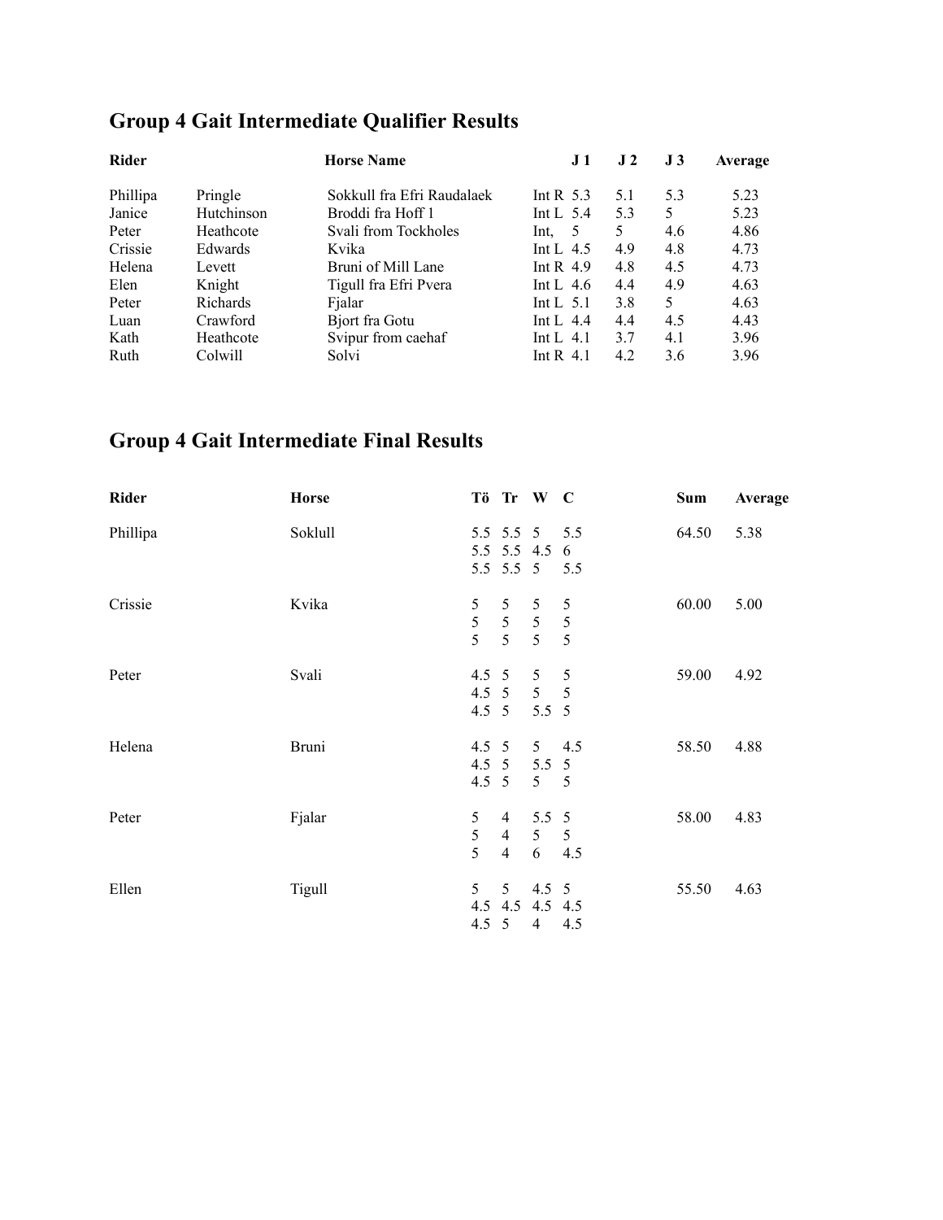## Group 4 Gait Intermediate Qualifier Results

| Rider | | Horse Name | | J 1 | J 2 | J 3 | Average |
|---|---|---|---|---|---|---|---|
| Phillipa | Pringle | Sokkull fra Efri Raudalaek | Int R | 5.3 | 5.1 | 5.3 | 5.23 |
| Janice | Hutchinson | Broddi fra Hoff l | Int L | 5.4 | 5.3 | 5 | 5.23 |
| Peter | Heathcote | Svali from Tockholes | Int, | 5 | 5 | 4.6 | 4.86 |
| Crissie | Edwards | Kvika | Int L | 4.5 | 4.9 | 4.8 | 4.73 |
| Helena | Levett | Bruni of Mill Lane | Int R | 4.9 | 4.8 | 4.5 | 4.73 |
| Elen | Knight | Tigull fra Efri Pvera | Int L | 4.6 | 4.4 | 4.9 | 4.63 |
| Peter | Richards | Fjalar | Int L | 5.1 | 3.8 | 5 | 4.63 |
| Luan | Crawford | Bjort fra Gotu | Int L | 4.4 | 4.4 | 4.5 | 4.43 |
| Kath | Heathcote | Svipur from caehaf | Int L | 4.1 | 3.7 | 4.1 | 3.96 |
| Ruth | Colwill | Solvi | Int R | 4.1 | 4.2 | 3.6 | 3.96 |

## Group 4 Gait Intermediate Final Results

| Rider | Horse | Tö | Tr | W | C | Sum | Average |
|---|---|---|---|---|---|---|---|
| Phillipa | Soklull | 5.5 | 5.5 | 5 | 5.5 | 64.50 | 5.38 |
| | | 5.5 | 5.5 | 4.5 | 6 | | |
| | | 5.5 | 5.5 | 5 | 5.5 | | |
| Crissie | Kvika | 5 | 5 | 5 | 5 | 60.00 | 5.00 |
| | | 5 | 5 | 5 | 5 | | |
| | | 5 | 5 | 5 | 5 | | |
| Peter | Svali | 4.5 | 5 | 5 | 5 | 59.00 | 4.92 |
| | | 4.5 | 5 | 5 | 5 | | |
| | | 4.5 | 5 | 5.5 | 5 | | |
| Helena | Bruni | 4.5 | 5 | 5 | 4.5 | 58.50 | 4.88 |
| | | 4.5 | 5 | 5.5 | 5 | | |
| | | 4.5 | 5 | 5 | 5 | | |
| Peter | Fjalar | 5 | 4 | 5.5 | 5 | 58.00 | 4.83 |
| | | 5 | 4 | 5 | 5 | | |
| | | 5 | 4 | 6 | 4.5 | | |
| Ellen | Tigull | 5 | 5 | 4.5 | 5 | 55.50 | 4.63 |
| | | 4.5 | 4.5 | 4.5 | 4.5 | | |
| | | 4.5 | 5 | 4 | 4.5 | | |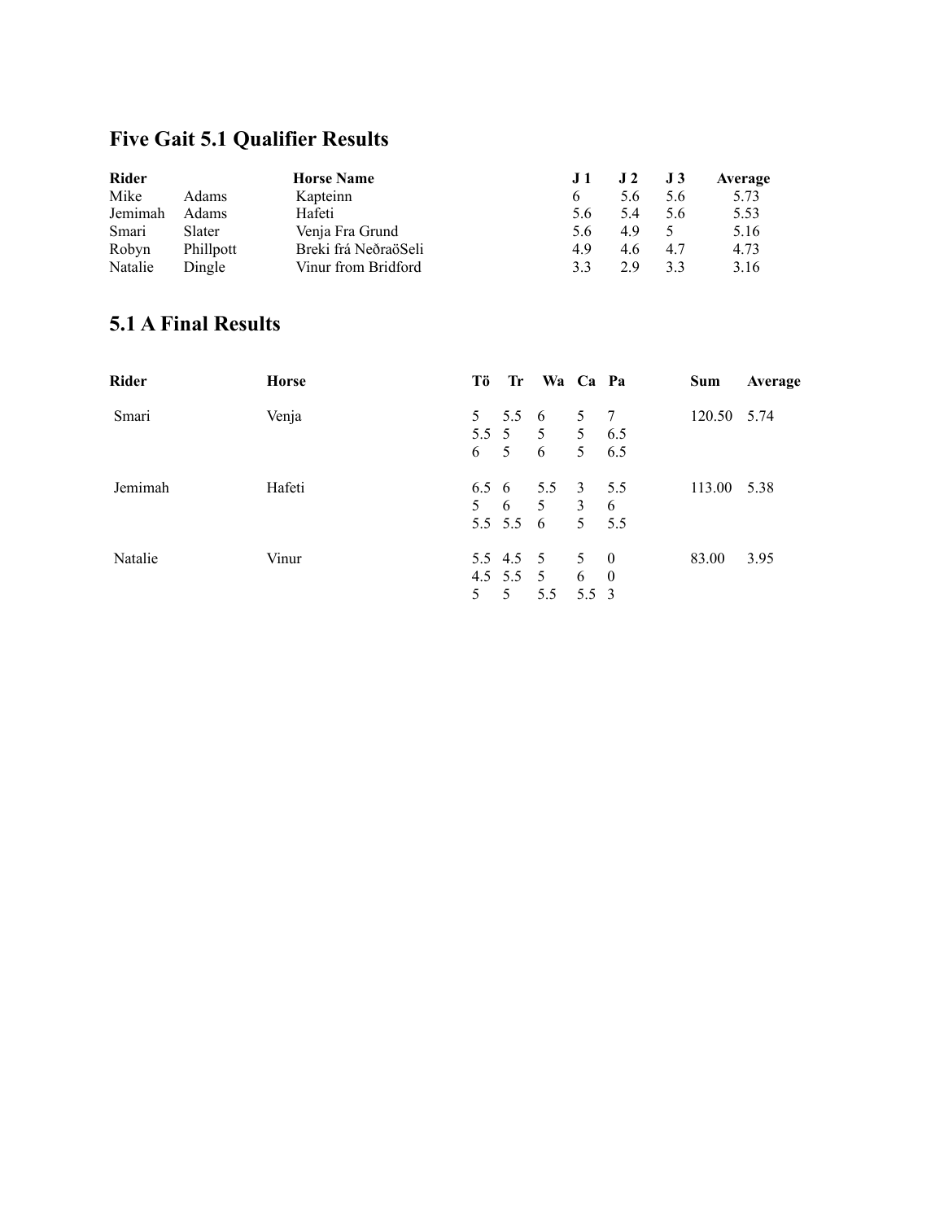## Five Gait 5.1 Qualifier Results

| Rider | | Horse Name | J 1 | J 2 | J 3 | Average |
|---|---|---|---|---|---|---|
| Mike | Adams | Kapteinn | 6 | 5.6 | 5.6 | 5.73 |
| Jemimah | Adams | Hafeti | 5.6 | 5.4 | 5.6 | 5.53 |
| Smari | Slater | Venja Fra Grund | 5.6 | 4.9 | 5 | 5.16 |
| Robyn | Phillpott | Breki frá NeðraöSeli | 4.9 | 4.6 | 4.7 | 4.73 |
| Natalie | Dingle | Vinur from Bridford | 3.3 | 2.9 | 3.3 | 3.16 |

## 5.1 A Final Results

| Rider | Horse | Tö | Tr | Wa | Ca | Pa | Sum | Average |
|---|---|---|---|---|---|---|---|---|
| Smari | Venja | 5 | 5.5 | 6 | 5 | 7 | 120.50 | 5.74 |
| | | 5.5 | 5 | 5 | 5 | 6.5 | | |
| | | 6 | 5 | 6 | 5 | 6.5 | | |
| Jemimah | Hafeti | 6.5 | 6 | 5.5 | 3 | 5.5 | 113.00 | 5.38 |
| | | 5 | 6 | 5 | 3 | 6 | | |
| | | 5.5 | 5.5 | 6 | 5 | 5.5 | | |
| Natalie | Vinur | 5.5 | 4.5 | 5 | 5 | 0 | 83.00 | 3.95 |
| | | 4.5 | 5.5 | 5 | 6 | 0 | | |
| | | 5 | 5 | 5.5 | 5.5 | 3 | | |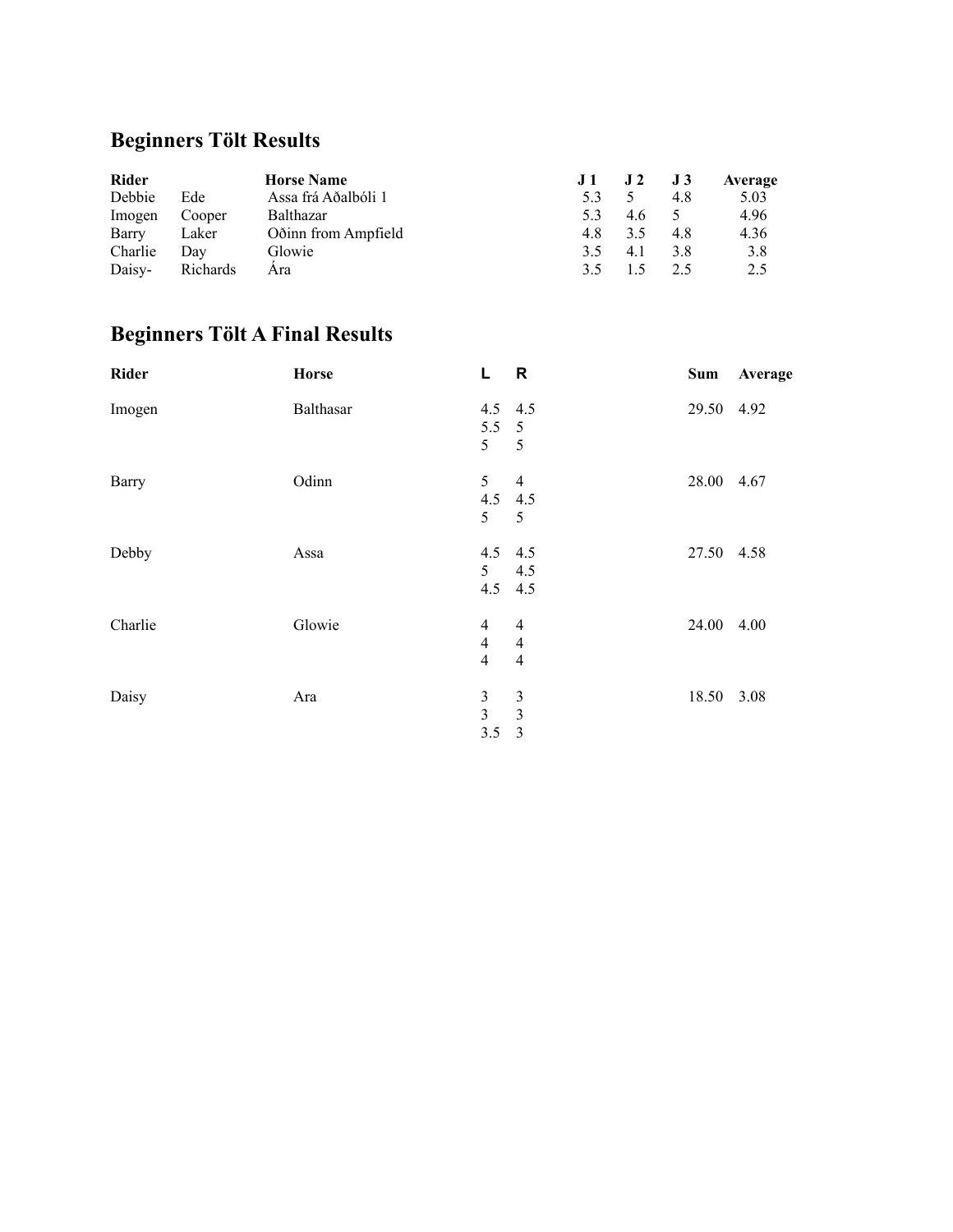## Beginners Tölt Results

| Rider | | Horse Name | J 1 | J 2 | J 3 | Average |
|---|---|---|---|---|---|---|
| Debbie | Ede | Assa frá Aðalbóli 1 | 5.3 | 5 | 4.8 | 5.03 |
| Imogen | Cooper | Balthazar | 5.3 | 4.6 | 5 | 4.96 |
| Barry | Laker | Oðinn from Ampfield | 4.8 | 3.5 | 4.8 | 4.36 |
| Charlie | Day | Glowie | 3.5 | 4.1 | 3.8 | 3.8 |
| Daisy- | Richards | Ára | 3.5 | 1.5 | 2.5 | 2.5 |

## Beginners Tölt A Final Results

| Rider | Horse | L | R | Sum | Average |
|---|---|---|---|---|---|
| Imogen | Balthasar | 4.5 | 4.5 | 29.50 | 4.92 |
| | | 5.5 | 5 | | |
| | | 5 | 5 | | |
| Barry | Odinn | 5 | 4 | 28.00 | 4.67 |
| | | 4.5 | 4.5 | | |
| | | 5 | 5 | | |
| Debby | Assa | 4.5 | 4.5 | 27.50 | 4.58 |
| | | 5 | 4.5 | | |
| | | 4.5 | 4.5 | | |
| Charlie | Glowie | 4 | 4 | 24.00 | 4.00 |
| | | 4 | 4 | | |
| | | 4 | 4 | | |
| Daisy | Ara | 3 | 3 | 18.50 | 3.08 |
| | | 3 | 3 | | |
| | | 3.5 | 3 | | |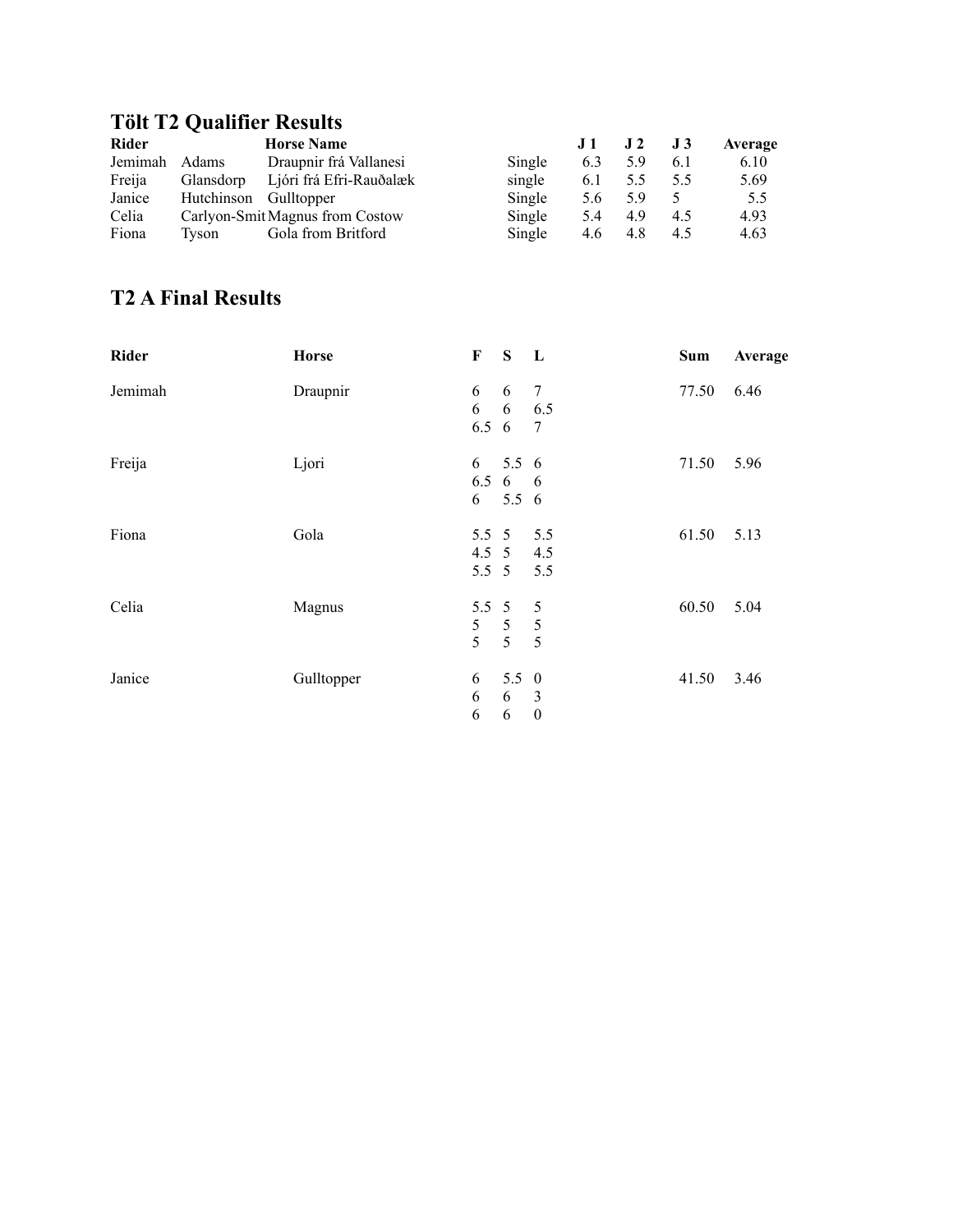## Tölt T2 Qualifier Results

| Rider | | Horse Name | | J 1 | J 2 | J 3 | Average |
|---|---|---|---|---|---|---|---|
| Jemimah | Adams | Draupnir frá Vallanesi | Single | 6.3 | 5.9 | 6.1 | 6.10 |
| Freija | Glansdorp | Ljóri frá Efri-Rauðalæk | single | 6.1 | 5.5 | 5.5 | 5.69 |
| Janice | Hutchinson | Gulltopper | Single | 5.6 | 5.9 | 5 | 5.5 |
| Celia | Carlyon-Smit | Magnus from Costow | Single | 5.4 | 4.9 | 4.5 | 4.93 |
| Fiona | Tyson | Gola from Britford | Single | 4.6 | 4.8 | 4.5 | 4.63 |

## T2 A Final Results

| Rider | Horse | F | S | L | Sum | Average |
|---|---|---|---|---|---|---|
| Jemimah | Draupnir | 6 | 6 | 7 | 77.50 | 6.46 |
| | | 6 | 6 | 6.5 | | |
| | | 6.5 | 6 | 7 | | |
| Freija | Ljori | 6 | 5.5 | 6 | 71.50 | 5.96 |
| | | 6.5 | 6 | 6 | | |
| | | 6 | 5.5 | 6 | | |
| Fiona | Gola | 5.5 | 5 | 5.5 | 61.50 | 5.13 |
| | | 4.5 | 5 | 4.5 | | |
| | | 5.5 | 5 | 5.5 | | |
| Celia | Magnus | 5.5 | 5 | 5 | 60.50 | 5.04 |
| | | 5 | 5 | 5 | | |
| | | 5 | 5 | 5 | | |
| Janice | Gulltopper | 6 | 5.5 | 0 | 41.50 | 3.46 |
| | | 6 | 6 | 3 | | |
| | | 6 | 6 | 0 | | |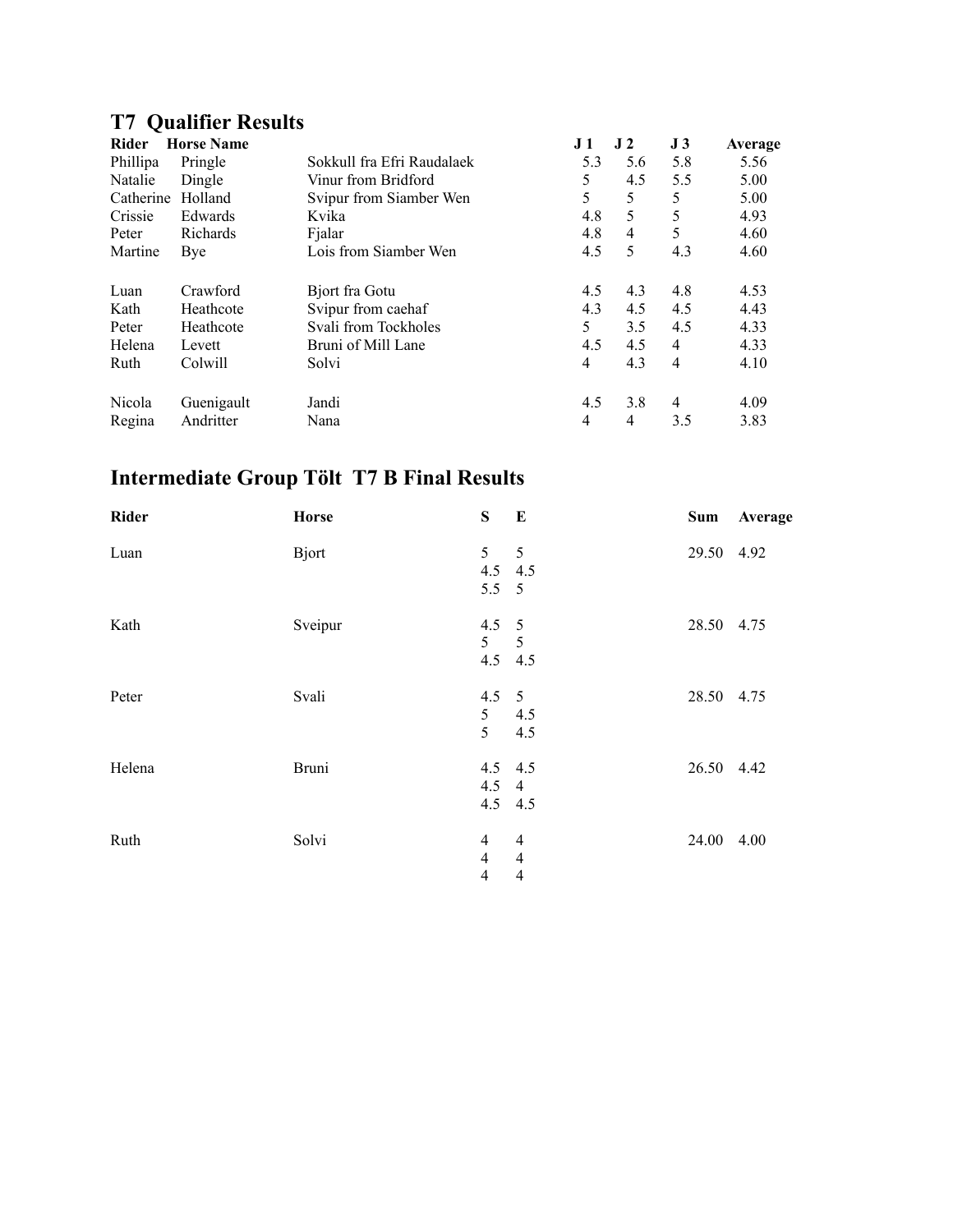## T7 Qualifier Results

| Rider | | Horse Name | J 1 | J 2 | J 3 | Average |
|---|---|---|---|---|---|---|
| Phillipa | Pringle | Sokkull fra Efri Raudalaek | 5.3 | 5.6 | 5.8 | 5.56 |
| Natalie | Dingle | Vinur from Bridford | 5 | 4.5 | 5.5 | 5.00 |
| Catherine | Holland | Svipur from Siamber Wen | 5 | 5 | 5 | 5.00 |
| Crissie | Edwards | Kvika | 4.8 | 5 | 5 | 4.93 |
| Peter | Richards | Fjalar | 4.8 | 4 | 5 | 4.60 |
| Martine | Bye | Lois from Siamber Wen | 4.5 | 5 | 4.3 | 4.60 |
| | | | | | | |
| Luan | Crawford | Bjort fra Gotu | 4.5 | 4.3 | 4.8 | 4.53 |
| Kath | Heathcote | Svipur from caehaf | 4.3 | 4.5 | 4.5 | 4.43 |
| Peter | Heathcote | Svali from Tockholes | 5 | 3.5 | 4.5 | 4.33 |
| Helena | Levett | Bruni of Mill Lane | 4.5 | 4.5 | 4 | 4.33 |
| Ruth | Colwill | Solvi | 4 | 4.3 | 4 | 4.10 |
| | | | | | | |
| Nicola | Guenigault | Jandi | 4.5 | 3.8 | 4 | 4.09 |
| Regina | Andritter | Nana | 4 | 4 | 3.5 | 3.83 |

## Intermediate Group Tölt T7 B Final Results

| Rider | Horse | S | E | Sum | Average |
|---|---|---|---|---|---|
| Luan | Bjort | 5 | 5 | 29.50 | 4.92 |
| | | 4.5 | 4.5 | | |
| | | 5.5 | 5 | | |
| Kath | Sveipur | 4.5 | 5 | 28.50 | 4.75 |
| | | 5 | 5 | | |
| | | 4.5 | 4.5 | | |
| Peter | Svali | 4.5 | 5 | 28.50 | 4.75 |
| | | 5 | 4.5 | | |
| | | 5 | 4.5 | | |
| Helena | Bruni | 4.5 | 4.5 | 26.50 | 4.42 |
| | | 4.5 | 4 | | |
| | | 4.5 | 4.5 | | |
| Ruth | Solvi | 4 | 4 | 24.00 | 4.00 |
| | | 4 | 4 | | |
| | | 4 | 4 | | |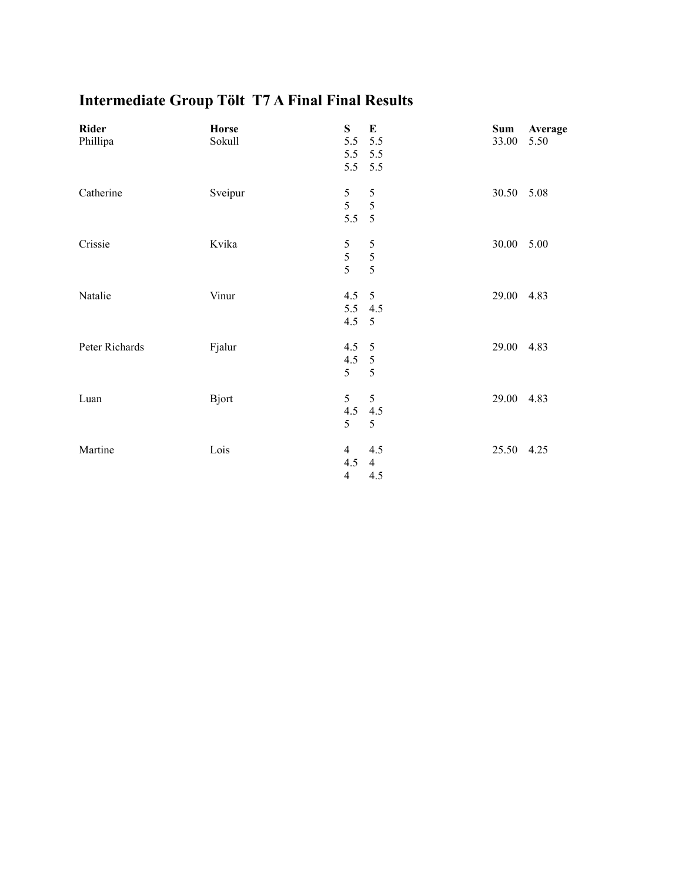## Intermediate Group Tölt T7 A Final Final Results

| Rider | Horse | S | E | Sum | Average |
|---|---|---|---|---|---|
| Phillipa | Sokull | 5.5 | 5.5 | 33.00 | 5.50 |
| | | 5.5 | 5.5 | | |
| | | 5.5 | 5.5 | | |
| Catherine | Sveipur | 5 | 5 | 30.50 | 5.08 |
| | | 5 | 5 | | |
| | | 5.5 | 5 | | |
| Crissie | Kvika | 5 | 5 | 30.00 | 5.00 |
| | | 5 | 5 | | |
| | | 5 | 5 | | |
| Natalie | Vinur | 4.5 | 5 | 29.00 | 4.83 |
| | | 5.5 | 4.5 | | |
| | | 4.5 | 5 | | |
| Peter Richards | Fjalur | 4.5 | 5 | 29.00 | 4.83 |
| | | 4.5 | 5 | | |
| | | 5 | 5 | | |
| Luan | Bjort | 5 | 5 | 29.00 | 4.83 |
| | | 4.5 | 4.5 | | |
| | | 5 | 5 | | |
| Martine | Lois | 4 | 4.5 | 25.50 | 4.25 |
| | | 4.5 | 4 | | |
| | | 4 | 4.5 | | |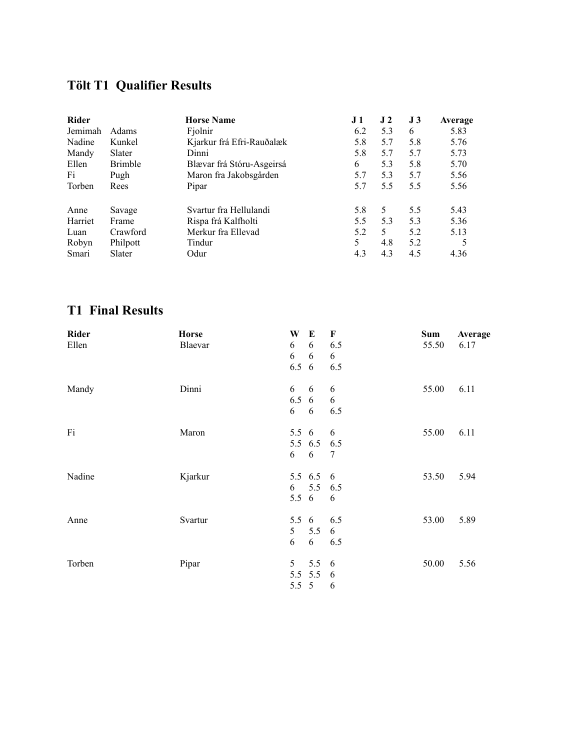## Tölt T1 Qualifier Results

| Rider | | Horse Name | J 1 | J 2 | J 3 | Average |
|---|---|---|---|---|---|---|
| Jemimah | Adams | Fjolnir | 6.2 | 5.3 | 6 | 5.83 |
| Nadine | Kunkel | Kjarkur frá Efri-Rauðalæk | 5.8 | 5.7 | 5.8 | 5.76 |
| Mandy | Slater | Dinni | 5.8 | 5.7 | 5.7 | 5.73 |
| Ellen | Brimble | Blævar frá Stóru-Asgeirsá | 6 | 5.3 | 5.8 | 5.70 |
| Fi | Pugh | Maron fra Jakobsgården | 5.7 | 5.3 | 5.7 | 5.56 |
| Torben | Rees | Pipar | 5.7 | 5.5 | 5.5 | 5.56 |
| Anne | Savage | Svartur fra Hellulandi | 5.8 | 5 | 5.5 | 5.43 |
| Harriet | Frame | Rispa frá Kalfholti | 5.5 | 5.3 | 5.3 | 5.36 |
| Luan | Crawford | Merkur fra Ellevad | 5.2 | 5 | 5.2 | 5.13 |
| Robyn | Philpott | Tindur | 5 | 4.8 | 5.2 | 5 |
| Smari | Slater | Odur | 4.3 | 4.3 | 4.5 | 4.36 |

## T1 Final Results

| Rider | Horse | W | E | F | Sum | Average |
|---|---|---|---|---|---|---|
| Ellen | Blaevar | 6 | 6 | 6.5 | 55.50 | 6.17 |
| | | 6 | 6 | 6 | | |
| | | 6.5 | 6 | 6.5 | | |
| Mandy | Dinni | 6 | 6 | 6 | 55.00 | 6.11 |
| | | 6.5 | 6 | 6 | | |
| | | 6 | 6 | 6.5 | | |
| Fi | Maron | 5.5 | 6 | 6 | 55.00 | 6.11 |
| | | 5.5 | 6.5 | 6.5 | | |
| | | 6 | 6 | 7 | | |
| Nadine | Kjarkur | 5.5 | 6.5 | 6 | 53.50 | 5.94 |
| | | 6 | 5.5 | 6.5 | | |
| | | 5.5 | 6 | 6 | | |
| Anne | Svartur | 5.5 | 6 | 6.5 | 53.00 | 5.89 |
| | | 5 | 5.5 | 6 | | |
| | | 6 | 6 | 6.5 | | |
| Torben | Pipar | 5 | 5.5 | 6 | 50.00 | 5.56 |
| | | 5.5 | 5.5 | 6 | | |
| | | 5.5 | 5 | 6 | | |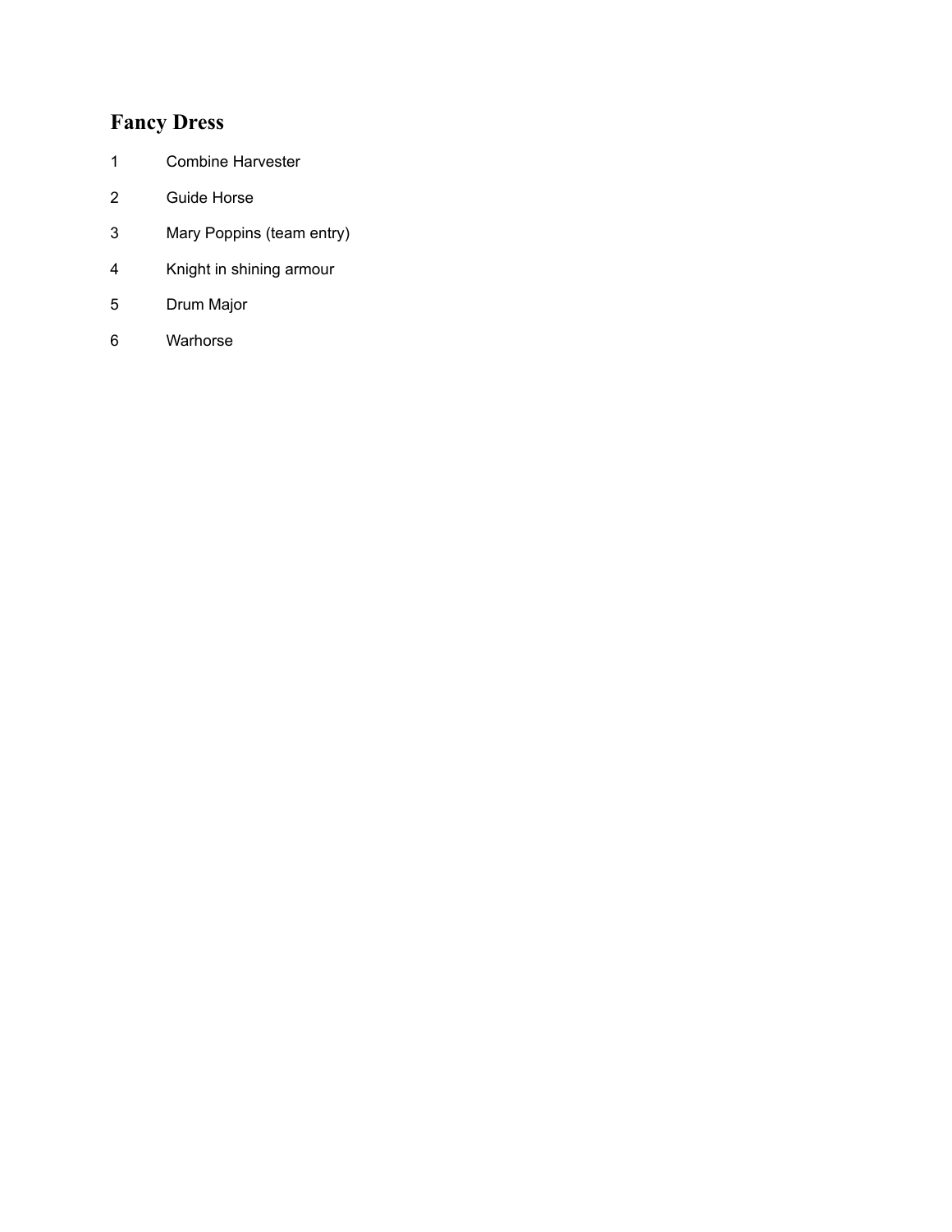## Fancy Dress

1 Combine Harvester

2 Guide Horse

3 Mary Poppins (team entry)

4 Knight in shining armour

5 Drum Major

6 Warhorse